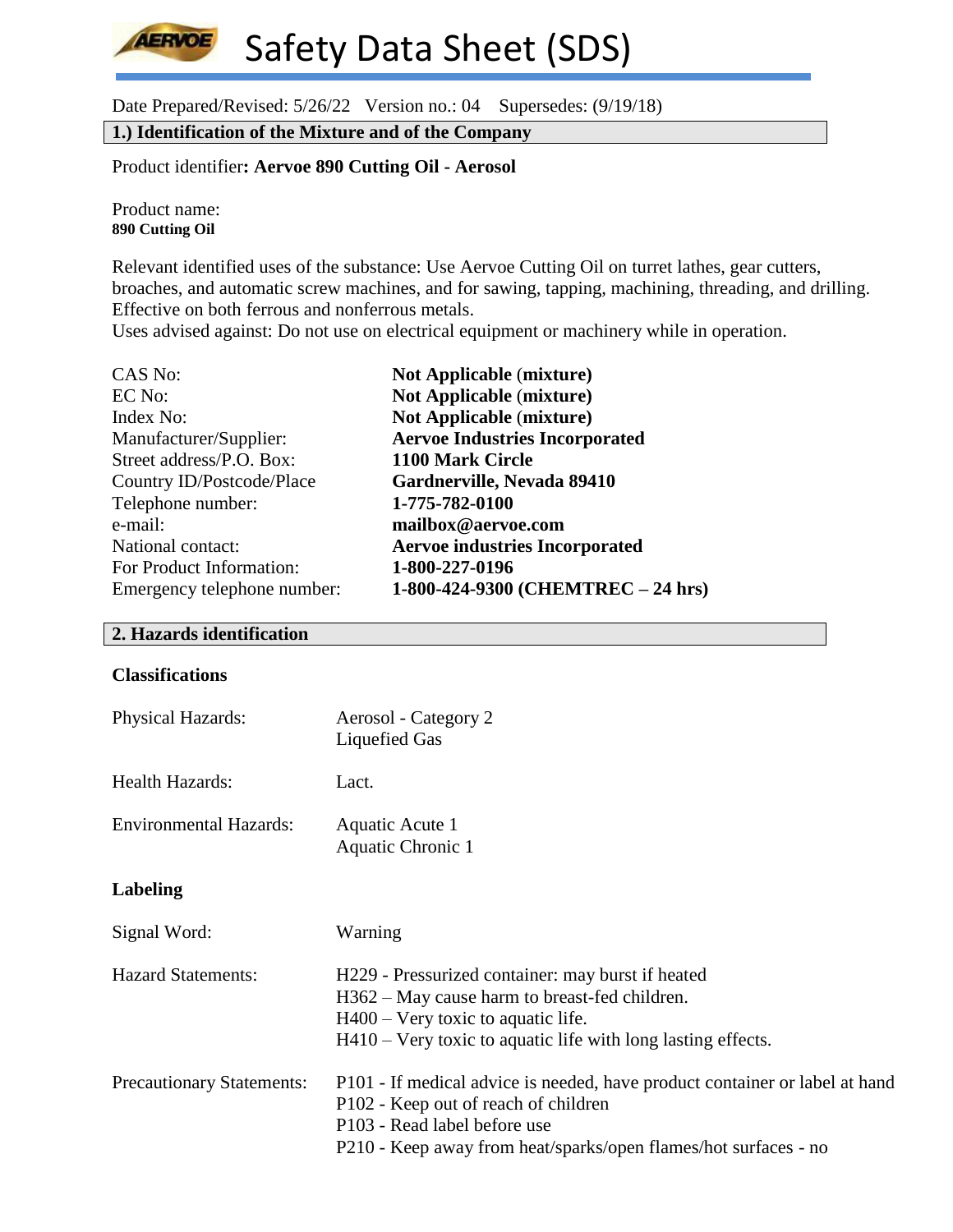# Safety Data Sheet (SDS)

Date Prepared/Revised: 5/26/22 Version no.: 04 Supersedes: (9/19/18)

## 1.) Identification of the Mixture and of the Company

Product identifier**: Aervoe 890 Cutting Oil - Aerosol**

Product name:
**890 Cutting Oil**

Relevant identified uses of the substance: Use Aervoe Cutting Oil on turret lathes, gear cutters, broaches, and automatic screw machines, and for sawing, tapping, machining, threading, and drilling. Effective on both ferrous and nonferrous metals.
Uses advised against: Do not use on electrical equipment or machinery while in operation.

| | |
|---|---|
| CAS No: | **Not Applicable** (**mixture)** |
| EC No: | **Not Applicable** (**mixture)** |
| Index No: | **Not Applicable** (**mixture)** |
| Manufacturer/Supplier: | **Aervoe Industries Incorporated** |
| Street address/P.O. Box: | **1100 Mark Circle** |
| Country ID/Postcode/Place | **Gardnerville, Nevada 89410** |
| Telephone number: | **1-775-782-0100** |
| e-mail: | **mailbox@aervoe.com** |
| National contact: | **Aervoe industries Incorporated** |
| For Product Information: | **1-800-227-0196** |
| Emergency telephone number: | **1-800-424-9300 (CHEMTREC – 24 hrs)** |

## 2. Hazards identification

### Classifications

| | |
|---|---|
| Physical Hazards: | Aerosol - Category 2<br>Liquefied Gas |
| Health Hazards: | Lact. |
| Environmental Hazards: | Aquatic Acute 1<br>Aquatic Chronic 1 |

### Labeling

| | |
|---|---|
| Signal Word: | Warning |
| Hazard Statements: | H229 - Pressurized container: may burst if heated<br>H362 – May cause harm to breast-fed children.<br>H400 – Very toxic to aquatic life.<br>H410 – Very toxic to aquatic life with long lasting effects. |
| Precautionary Statements: | P101 - If medical advice is needed, have product container or label at hand<br>P102 - Keep out of reach of children<br>P103 - Read label before use<br>P210 - Keep away from heat/sparks/open flames/hot surfaces - no |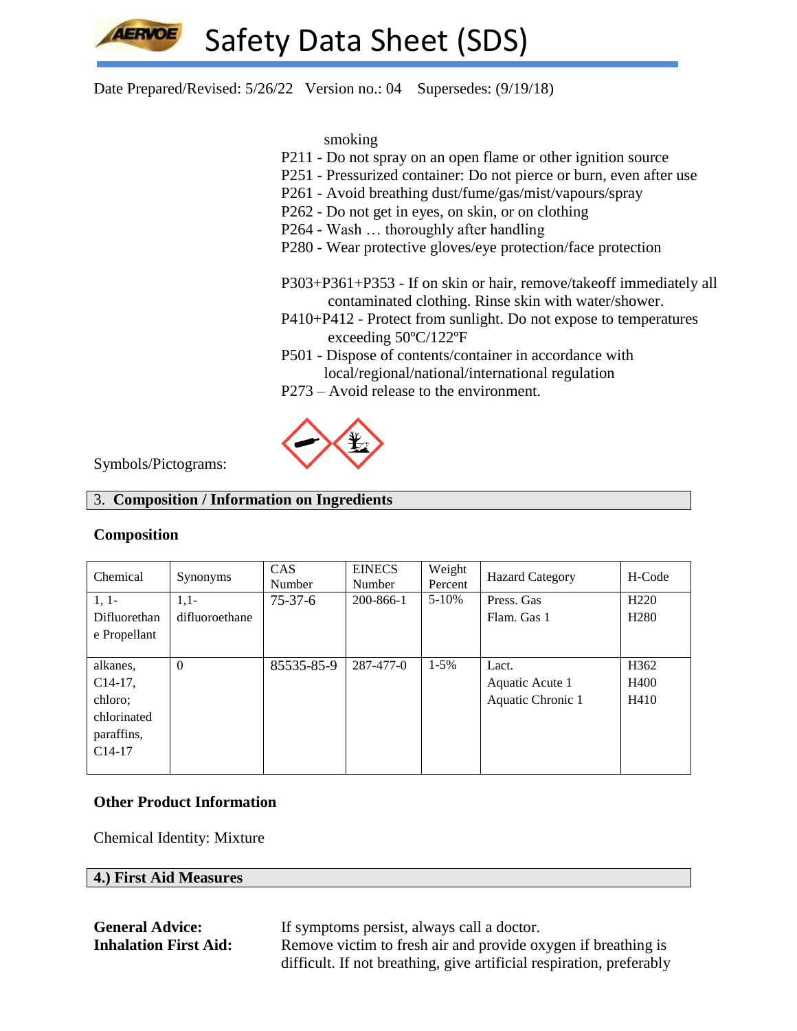smoking

P211 - Do not spray on an open flame or other ignition source
P251 - Pressurized container: Do not pierce or burn, even after use
P261 - Avoid breathing dust/fume/gas/mist/vapours/spray
P262 - Do not get in eyes, on skin, or on clothing
P264 - Wash … thoroughly after handling
P280 - Wear protective gloves/eye protection/face protection

P303+P361+P353 - If on skin or hair, remove/takeoff immediately all contaminated clothing. Rinse skin with water/shower.
P410+P412 - Protect from sunlight. Do not expose to temperatures exceeding 50ºC/122ºF
P501 - Dispose of contents/container in accordance with local/regional/national/international regulation
P273 – Avoid release to the environment.

Symbols/Pictograms:

## 3. Composition / Information on Ingredients

### Composition

| Chemical | Synonyms | CAS Number | EINECS Number | Weight Percent | Hazard Category | H-Code |
|---|---|---|---|---|---|---|
| 1, 1-Difluorethane Propellant | 1,1-difluoroethane | 75-37-6 | 200-866-1 | 5-10% | Press. Gas<br>Flam. Gas 1 | H220<br>H280 |
| alkanes, C14-17, chloro; chlorinated paraffins, C14-17 | 0 | 85535-85-9 | 287-477-0 | 1-5% | Lact.<br>Aquatic Acute 1<br>Aquatic Chronic 1 | H362<br>H400<br>H410 |

### Other Product Information

Chemical Identity: Mixture

## 4.) First Aid Measures

**General Advice:** If symptoms persist, always call a doctor.

**Inhalation First Aid:** Remove victim to fresh air and provide oxygen if breathing is difficult. If not breathing, give artificial respiration, preferably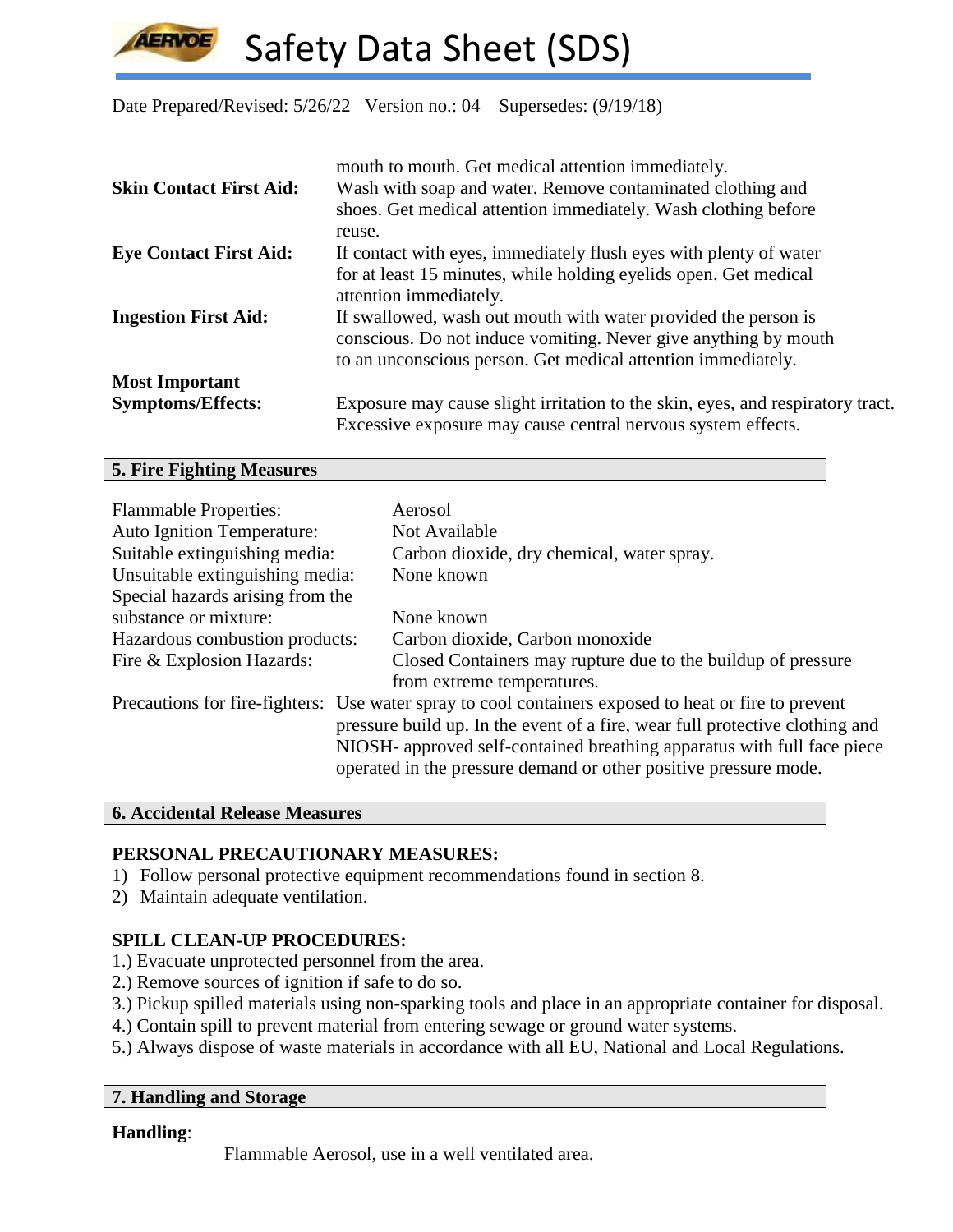mouth to mouth. Get medical attention immediately.

**Skin Contact First Aid:** Wash with soap and water. Remove contaminated clothing and shoes. Get medical attention immediately. Wash clothing before reuse.

**Eye Contact First Aid:** If contact with eyes, immediately flush eyes with plenty of water for at least 15 minutes, while holding eyelids open. Get medical attention immediately.

**Ingestion First Aid:** If swallowed, wash out mouth with water provided the person is conscious. Do not induce vomiting. Never give anything by mouth to an unconscious person. Get medical attention immediately.

**Most Important Symptoms/Effects:** Exposure may cause slight irritation to the skin, eyes, and respiratory tract. Excessive exposure may cause central nervous system effects.

## 5. Fire Fighting Measures

| | |
|---|---|
| Flammable Properties: | Aerosol |
| Auto Ignition Temperature: | Not Available |
| Suitable extinguishing media: | Carbon dioxide, dry chemical, water spray. |
| Unsuitable extinguishing media: | None known |
| Special hazards arising from the substance or mixture: | None known |
| Hazardous combustion products: | Carbon dioxide, Carbon monoxide |
| Fire & Explosion Hazards: | Closed Containers may rupture due to the buildup of pressure from extreme temperatures. |
| Precautions for fire-fighters: | Use water spray to cool containers exposed to heat or fire to prevent pressure build up. In the event of a fire, wear full protective clothing and NIOSH- approved self-contained breathing apparatus with full face piece operated in the pressure demand or other positive pressure mode. |

## 6. Accidental Release Measures

**PERSONAL PRECAUTIONARY MEASURES:**

1) Follow personal protective equipment recommendations found in section 8.
2) Maintain adequate ventilation.

**SPILL CLEAN-UP PROCEDURES:**

1.) Evacuate unprotected personnel from the area.
2.) Remove sources of ignition if safe to do so.
3.) Pickup spilled materials using non-sparking tools and place in an appropriate container for disposal.
4.) Contain spill to prevent material from entering sewage or ground water systems.
5.) Always dispose of waste materials in accordance with all EU, National and Local Regulations.

## 7. Handling and Storage

**Handling**:

Flammable Aerosol, use in a well ventilated area.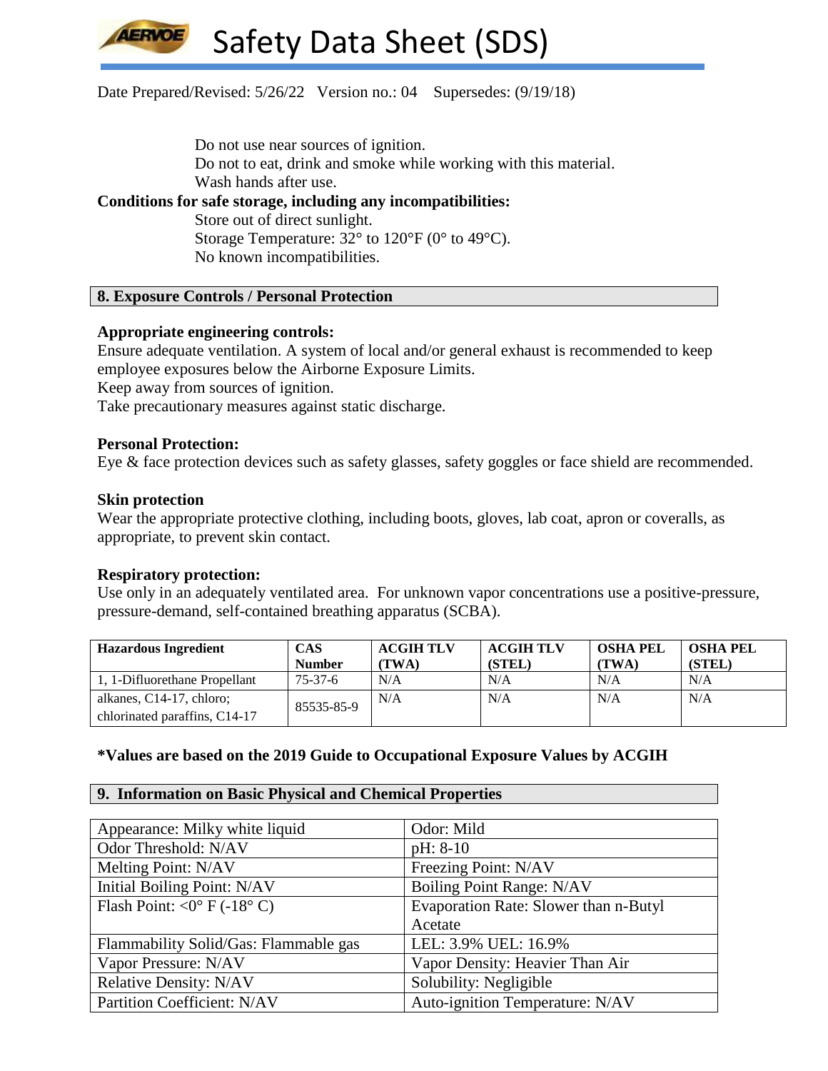Do not use near sources of ignition.
Do not to eat, drink and smoke while working with this material.
Wash hands after use.

**Conditions for safe storage, including any incompatibilities:**

Store out of direct sunlight.
Storage Temperature: 32° to 120°F (0° to 49°C).
No known incompatibilities.

## 8. Exposure Controls / Personal Protection

**Appropriate engineering controls:**

Ensure adequate ventilation. A system of local and/or general exhaust is recommended to keep employee exposures below the Airborne Exposure Limits.
Keep away from sources of ignition.
Take precautionary measures against static discharge.

**Personal Protection:**

Eye & face protection devices such as safety glasses, safety goggles or face shield are recommended.

**Skin protection**

Wear the appropriate protective clothing, including boots, gloves, lab coat, apron or coveralls, as appropriate, to prevent skin contact.

**Respiratory protection:**

Use only in an adequately ventilated area. For unknown vapor concentrations use a positive-pressure, pressure-demand, self-contained breathing apparatus (SCBA).

| Hazardous Ingredient | CAS Number | ACGIH TLV (TWA) | ACGIH TLV (STEL) | OSHA PEL (TWA) | OSHA PEL (STEL) |
|---|---|---|---|---|---|
| 1, 1-Difluorethane Propellant | 75-37-6 | N/A | N/A | N/A | N/A |
| alkanes, C14-17, chloro; chlorinated paraffins, C14-17 | 85535-85-9 | N/A | N/A | N/A | N/A |

**\*Values are based on the 2019 Guide to Occupational Exposure Values by ACGIH**

## 9. Information on Basic Physical and Chemical Properties

| | |
|---|---|
| Appearance: Milky white liquid | Odor: Mild |
| Odor Threshold: N/AV | pH: 8-10 |
| Melting Point: N/AV | Freezing Point: N/AV |
| Initial Boiling Point: N/AV | Boiling Point Range: N/AV |
| Flash Point: <0° F (-18° C) | Evaporation Rate: Slower than n-Butyl Acetate |
| Flammability Solid/Gas: Flammable gas | LEL: 3.9% UEL: 16.9% |
| Vapor Pressure: N/AV | Vapor Density: Heavier Than Air |
| Relative Density: N/AV | Solubility: Negligible |
| Partition Coefficient: N/AV | Auto-ignition Temperature: N/AV |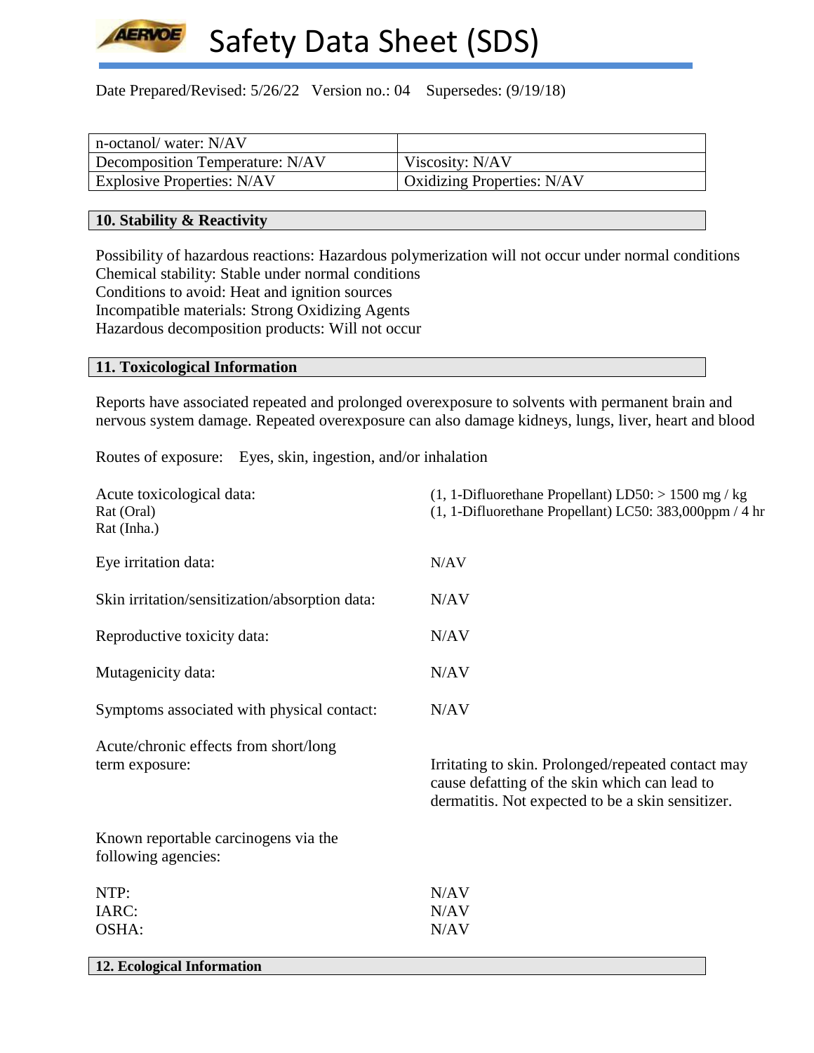| n-octanol/ water: N/AV | |
| --- | --- |
| Decomposition Temperature: N/AV | Viscosity: N/AV |
| Explosive Properties: N/AV | Oxidizing Properties: N/AV |

## 10. Stability & Reactivity

Possibility of hazardous reactions: Hazardous polymerization will not occur under normal conditions
Chemical stability: Stable under normal conditions
Conditions to avoid: Heat and ignition sources
Incompatible materials: Strong Oxidizing Agents
Hazardous decomposition products: Will not occur

## 11. Toxicological Information

Reports have associated repeated and prolonged overexposure to solvents with permanent brain and nervous system damage. Repeated overexposure can also damage kidneys, lungs, liver, heart and blood

Routes of exposure: Eyes, skin, ingestion, and/or inhalation

| | |
| --- | --- |
| Acute toxicological data:<br>Rat (Oral)<br>Rat (Inha.) | (1, 1-Difluorethane Propellant) LD50: > 1500 mg / kg<br>(1, 1-Difluorethane Propellant) LC50: 383,000ppm / 4 hr |
| Eye irritation data: | N/AV |
| Skin irritation/sensitization/absorption data: | N/AV |
| Reproductive toxicity data: | N/AV |
| Mutagenicity data: | N/AV |
| Symptoms associated with physical contact: | N/AV |
| Acute/chronic effects from short/long term exposure: | Irritating to skin. Prolonged/repeated contact may cause defatting of the skin which can lead to dermatitis. Not expected to be a skin sensitizer. |

Known reportable carcinogens via the following agencies:

| | |
| --- | --- |
| NTP: | N/AV |
| IARC: | N/AV |
| OSHA: | N/AV |

## 12. Ecological Information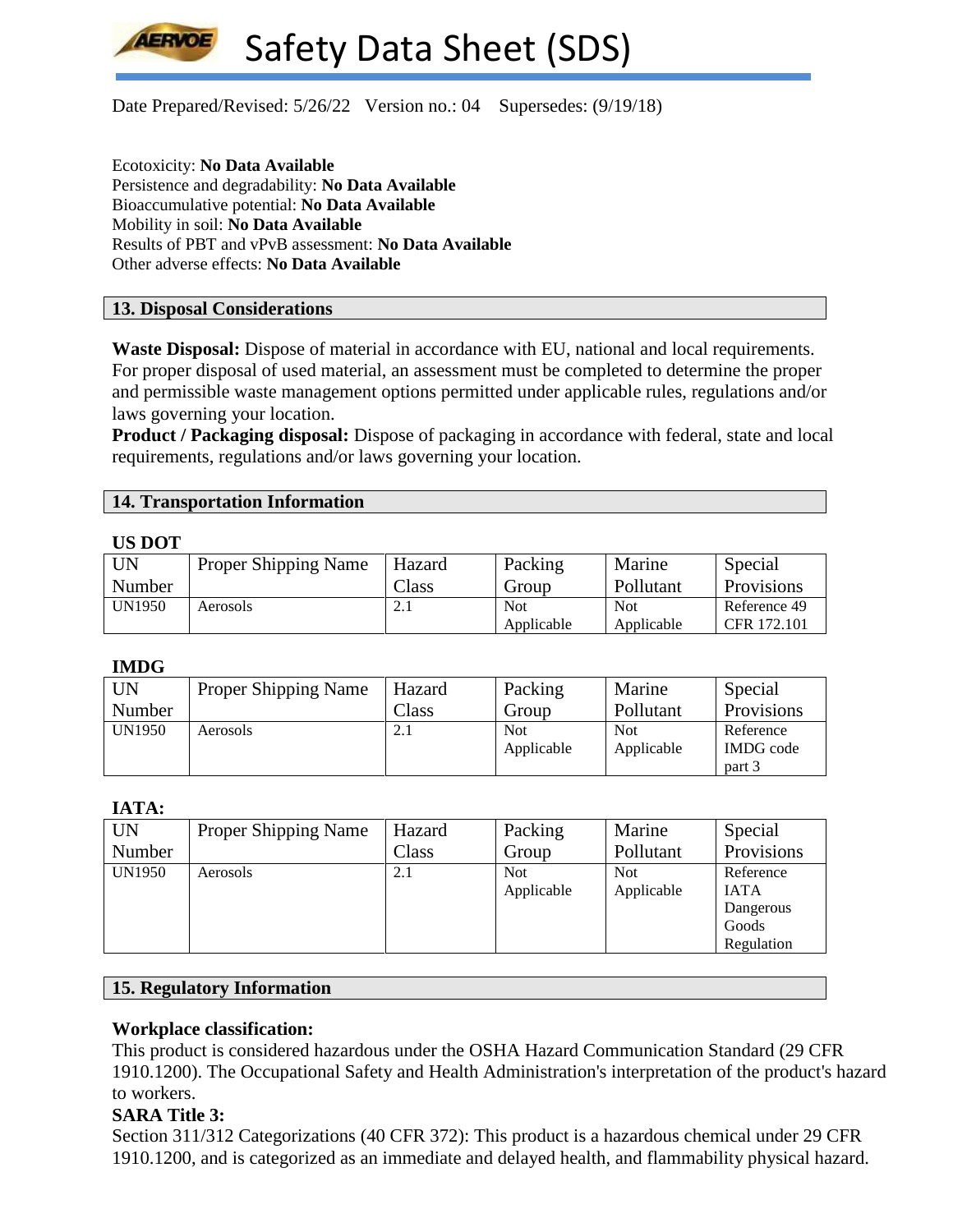Ecotoxicity: **No Data Available**
Persistence and degradability: **No Data Available**
Bioaccumulative potential: **No Data Available**
Mobility in soil: **No Data Available**
Results of PBT and vPvB assessment: **No Data Available**
Other adverse effects: **No Data Available**

## 13. Disposal Considerations

**Waste Disposal:** Dispose of material in accordance with EU, national and local requirements. For proper disposal of used material, an assessment must be completed to determine the proper and permissible waste management options permitted under applicable rules, regulations and/or laws governing your location.
**Product / Packaging disposal:** Dispose of packaging in accordance with federal, state and local requirements, regulations and/or laws governing your location.

## 14. Transportation Information

**US DOT**

| UN Number | Proper Shipping Name | Hazard Class | Packing Group | Marine Pollutant | Special Provisions |
|---|---|---|---|---|---|
| UN1950 | Aerosols | 2.1 | Not Applicable | Not Applicable | Reference 49 CFR 172.101 |

**IMDG**

| UN Number | Proper Shipping Name | Hazard Class | Packing Group | Marine Pollutant | Special Provisions |
|---|---|---|---|---|---|
| UN1950 | Aerosols | 2.1 | Not Applicable | Not Applicable | Reference IMDG code part 3 |

**IATA:**

| UN Number | Proper Shipping Name | Hazard Class | Packing Group | Marine Pollutant | Special Provisions |
|---|---|---|---|---|---|
| UN1950 | Aerosols | 2.1 | Not Applicable | Not Applicable | Reference IATA Dangerous Goods Regulation |

## 15. Regulatory Information

**Workplace classification:**
This product is considered hazardous under the OSHA Hazard Communication Standard (29 CFR 1910.1200). The Occupational Safety and Health Administration's interpretation of the product's hazard to workers.
**SARA Title 3:**
Section 311/312 Categorizations (40 CFR 372): This product is a hazardous chemical under 29 CFR 1910.1200, and is categorized as an immediate and delayed health, and flammability physical hazard.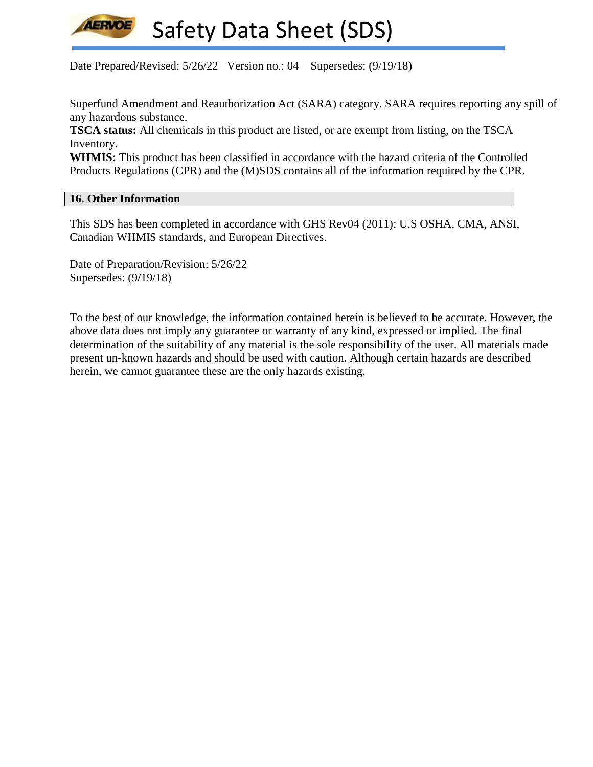Superfund Amendment and Reauthorization Act (SARA) category. SARA requires reporting any spill of any hazardous substance.

**TSCA status:** All chemicals in this product are listed, or are exempt from listing, on the TSCA Inventory.

**WHMIS:** This product has been classified in accordance with the hazard criteria of the Controlled Products Regulations (CPR) and the (M)SDS contains all of the information required by the CPR.

## 16. Other Information

This SDS has been completed in accordance with GHS Rev04 (2011): U.S OSHA, CMA, ANSI, Canadian WHMIS standards, and European Directives.

Date of Preparation/Revision: 5/26/22
Supersedes: (9/19/18)

To the best of our knowledge, the information contained herein is believed to be accurate. However, the above data does not imply any guarantee or warranty of any kind, expressed or implied. The final determination of the suitability of any material is the sole responsibility of the user. All materials made present un-known hazards and should be used with caution. Although certain hazards are described herein, we cannot guarantee these are the only hazards existing.